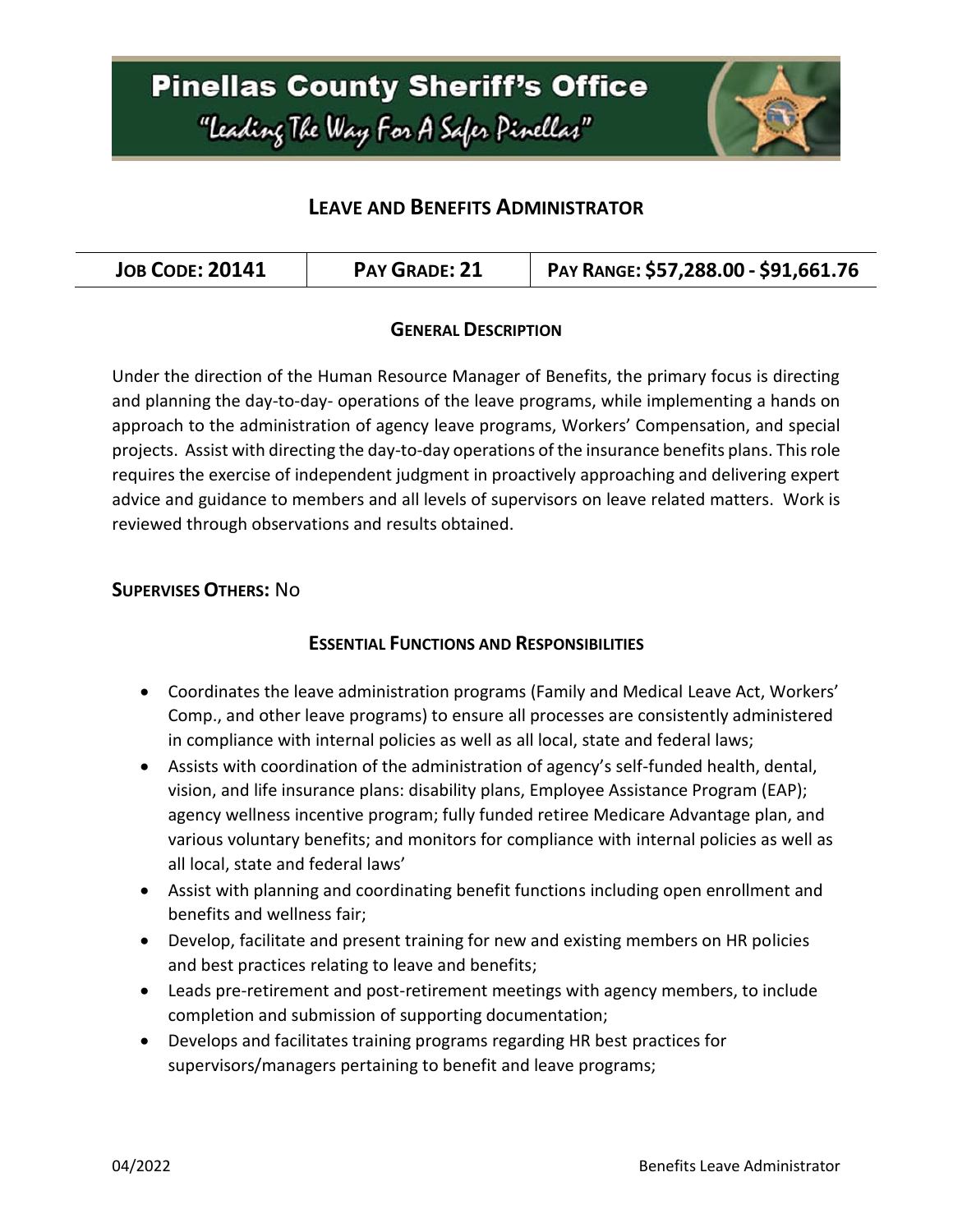# Pinellas County Sheriff's Office

"Leading The Way For A Safer Pinellas"

## LEAVE AND BENEFITS ADMINISTRATOR

| JOB CODE: 20141 | PAY GRADE: 21 | PAY RANGE: $57,288.00 - $91,661.76 |
| --- | --- | --- |

### GENERAL DESCRIPTION

Under the direction of the Human Resource Manager of Benefits, the primary focus is directing and planning the day-to-day- operations of the leave programs, while implementing a hands on approach to the administration of agency leave programs, Workers' Compensation, and special projects. Assist with directing the day-to-day operations of the insurance benefits plans. This role requires the exercise of independent judgment in proactively approaching and delivering expert advice and guidance to members and all levels of supervisors on leave related matters. Work is reviewed through observations and results obtained.

**SUPERVISES OTHERS:** No

### ESSENTIAL FUNCTIONS AND RESPONSIBILITIES

- Coordinates the leave administration programs (Family and Medical Leave Act, Workers' Comp., and other leave programs) to ensure all processes are consistently administered in compliance with internal policies as well as all local, state and federal laws;
- Assists with coordination of the administration of agency's self-funded health, dental, vision, and life insurance plans: disability plans, Employee Assistance Program (EAP); agency wellness incentive program; fully funded retiree Medicare Advantage plan, and various voluntary benefits; and monitors for compliance with internal policies as well as all local, state and federal laws'
- Assist with planning and coordinating benefit functions including open enrollment and benefits and wellness fair;
- Develop, facilitate and present training for new and existing members on HR policies and best practices relating to leave and benefits;
- Leads pre-retirement and post-retirement meetings with agency members, to include completion and submission of supporting documentation;
- Develops and facilitates training programs regarding HR best practices for supervisors/managers pertaining to benefit and leave programs;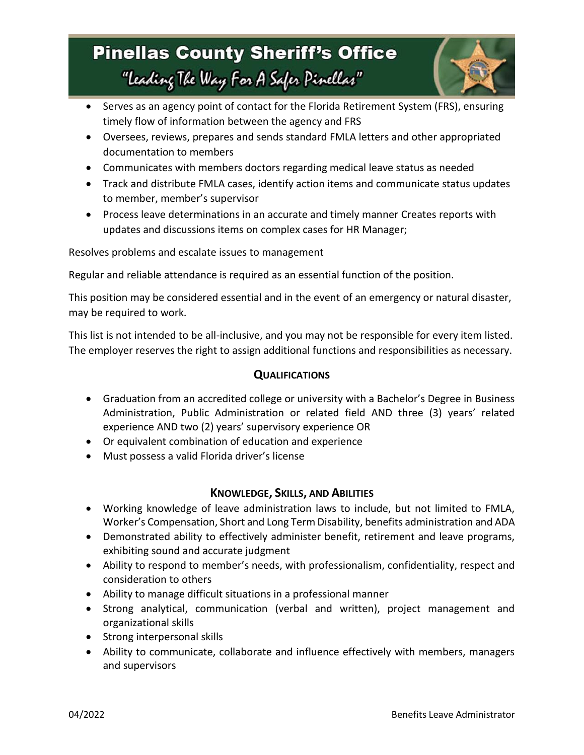- Serves as an agency point of contact for the Florida Retirement System (FRS), ensuring timely flow of information between the agency and FRS
- Oversees, reviews, prepares and sends standard FMLA letters and other appropriated documentation to members
- Communicates with members doctors regarding medical leave status as needed
- Track and distribute FMLA cases, identify action items and communicate status updates to member, member's supervisor
- Process leave determinations in an accurate and timely manner Creates reports with updates and discussions items on complex cases for HR Manager;

Resolves problems and escalate issues to management

Regular and reliable attendance is required as an essential function of the position.

This position may be considered essential and in the event of an emergency or natural disaster, may be required to work.

This list is not intended to be all-inclusive, and you may not be responsible for every item listed. The employer reserves the right to assign additional functions and responsibilities as necessary.

## QUALIFICATIONS

- Graduation from an accredited college or university with a Bachelor's Degree in Business Administration, Public Administration or related field AND three (3) years' related experience AND two (2) years' supervisory experience OR
- Or equivalent combination of education and experience
- Must possess a valid Florida driver's license

## KNOWLEDGE, SKILLS, AND ABILITIES

- Working knowledge of leave administration laws to include, but not limited to FMLA, Worker's Compensation, Short and Long Term Disability, benefits administration and ADA
- Demonstrated ability to effectively administer benefit, retirement and leave programs, exhibiting sound and accurate judgment
- Ability to respond to member's needs, with professionalism, confidentiality, respect and consideration to others
- Ability to manage difficult situations in a professional manner
- Strong analytical, communication (verbal and written), project management and organizational skills
- Strong interpersonal skills
- Ability to communicate, collaborate and influence effectively with members, managers and supervisors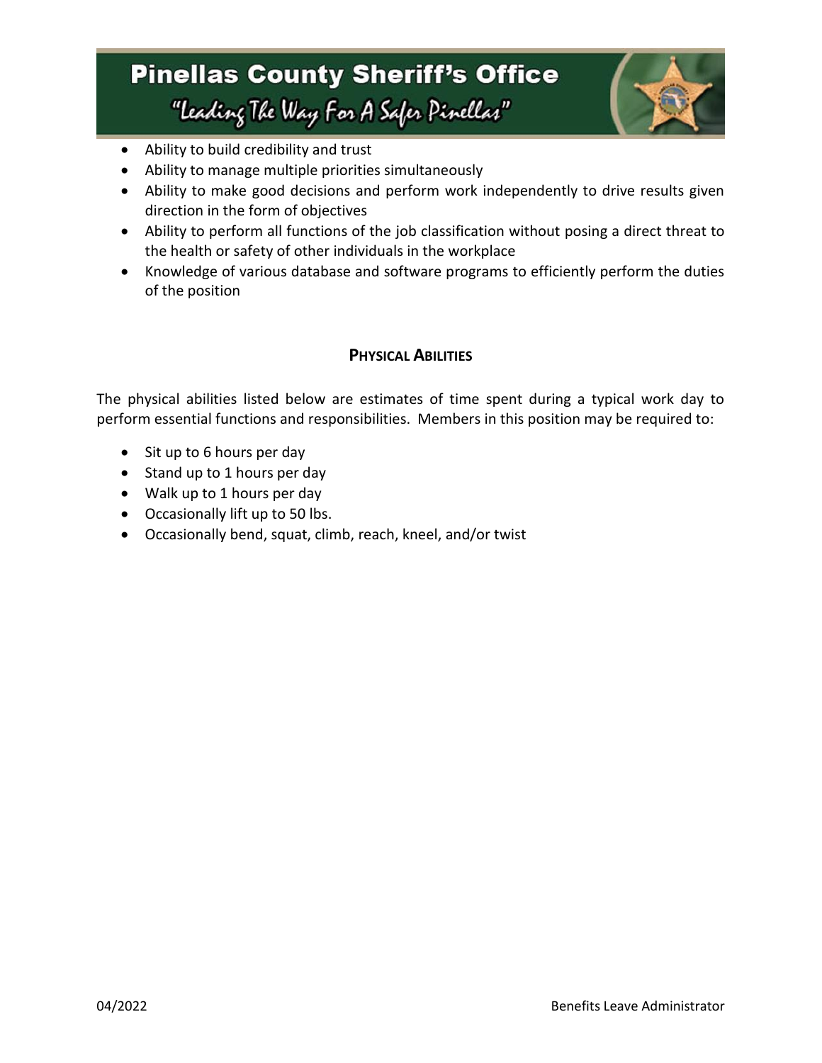- Ability to build credibility and trust
- Ability to manage multiple priorities simultaneously
- Ability to make good decisions and perform work independently to drive results given direction in the form of objectives
- Ability to perform all functions of the job classification without posing a direct threat to the health or safety of other individuals in the workplace
- Knowledge of various database and software programs to efficiently perform the duties of the position

## PHYSICAL ABILITIES

The physical abilities listed below are estimates of time spent during a typical work day to perform essential functions and responsibilities. Members in this position may be required to:

- Sit up to 6 hours per day
- Stand up to 1 hours per day
- Walk up to 1 hours per day
- Occasionally lift up to 50 lbs.
- Occasionally bend, squat, climb, reach, kneel, and/or twist